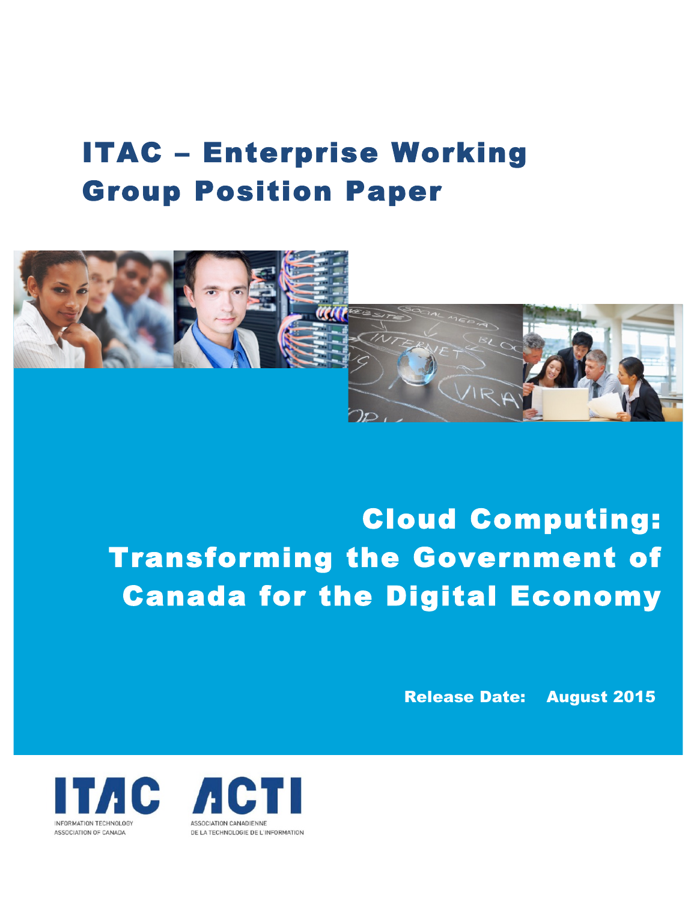# ITAC – Enterprise Working Group Position Paper

# Cloud Computing: Transforming the Government of Canada for the Digital Economy

**Release Date: August 2015**

ITAC
INFORMATION TECHNOLOGY ASSOCIATION OF CANADA

ACTI
ASSOCIATION CANADIENNE DE LA TECHNOLOGIE DE L'INFORMATION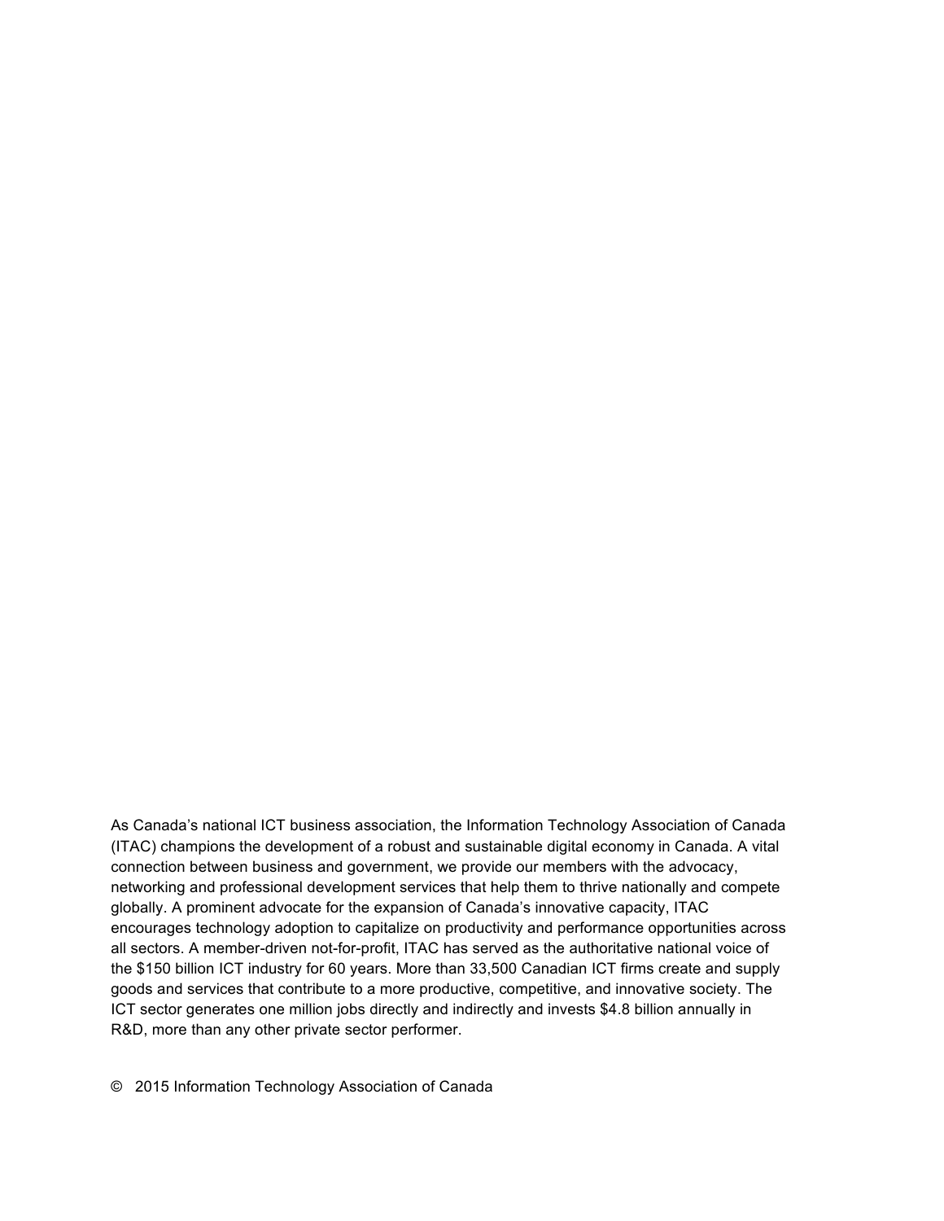As Canada's national ICT business association, the Information Technology Association of Canada (ITAC) champions the development of a robust and sustainable digital economy in Canada. A vital connection between business and government, we provide our members with the advocacy, networking and professional development services that help them to thrive nationally and compete globally. A prominent advocate for the expansion of Canada's innovative capacity, ITAC encourages technology adoption to capitalize on productivity and performance opportunities across all sectors. A member-driven not-for-profit, ITAC has served as the authoritative national voice of the $150 billion ICT industry for 60 years. More than 33,500 Canadian ICT firms create and supply goods and services that contribute to a more productive, competitive, and innovative society. The ICT sector generates one million jobs directly and indirectly and invests $4.8 billion annually in R&D, more than any other private sector performer.

© 2015 Information Technology Association of Canada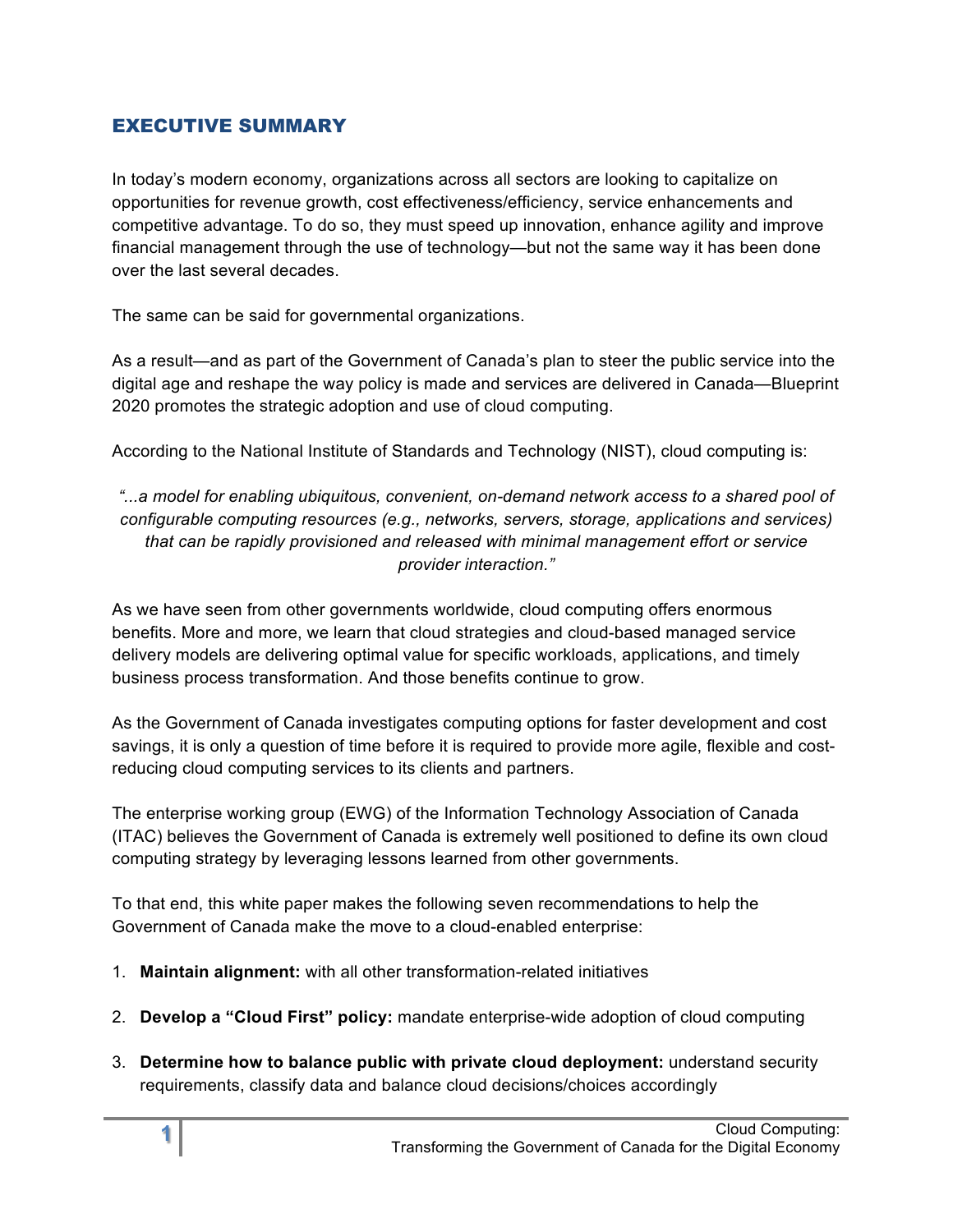## EXECUTIVE SUMMARY

In today's modern economy, organizations across all sectors are looking to capitalize on opportunities for revenue growth, cost effectiveness/efficiency, service enhancements and competitive advantage. To do so, they must speed up innovation, enhance agility and improve financial management through the use of technology—but not the same way it has been done over the last several decades.

The same can be said for governmental organizations.

As a result—and as part of the Government of Canada's plan to steer the public service into the digital age and reshape the way policy is made and services are delivered in Canada—Blueprint 2020 promotes the strategic adoption and use of cloud computing.

According to the National Institute of Standards and Technology (NIST), cloud computing is:

*"...a model for enabling ubiquitous, convenient, on-demand network access to a shared pool of configurable computing resources (e.g., networks, servers, storage, applications and services) that can be rapidly provisioned and released with minimal management effort or service provider interaction."*

As we have seen from other governments worldwide, cloud computing offers enormous benefits. More and more, we learn that cloud strategies and cloud-based managed service delivery models are delivering optimal value for specific workloads, applications, and timely business process transformation. And those benefits continue to grow.

As the Government of Canada investigates computing options for faster development and cost savings, it is only a question of time before it is required to provide more agile, flexible and cost-reducing cloud computing services to its clients and partners.

The enterprise working group (EWG) of the Information Technology Association of Canada (ITAC) believes the Government of Canada is extremely well positioned to define its own cloud computing strategy by leveraging lessons learned from other governments.

To that end, this white paper makes the following seven recommendations to help the Government of Canada make the move to a cloud-enabled enterprise:

1. **Maintain alignment:** with all other transformation-related initiatives
2. **Develop a "Cloud First" policy:** mandate enterprise-wide adoption of cloud computing
3. **Determine how to balance public with private cloud deployment:** understand security requirements, classify data and balance cloud decisions/choices accordingly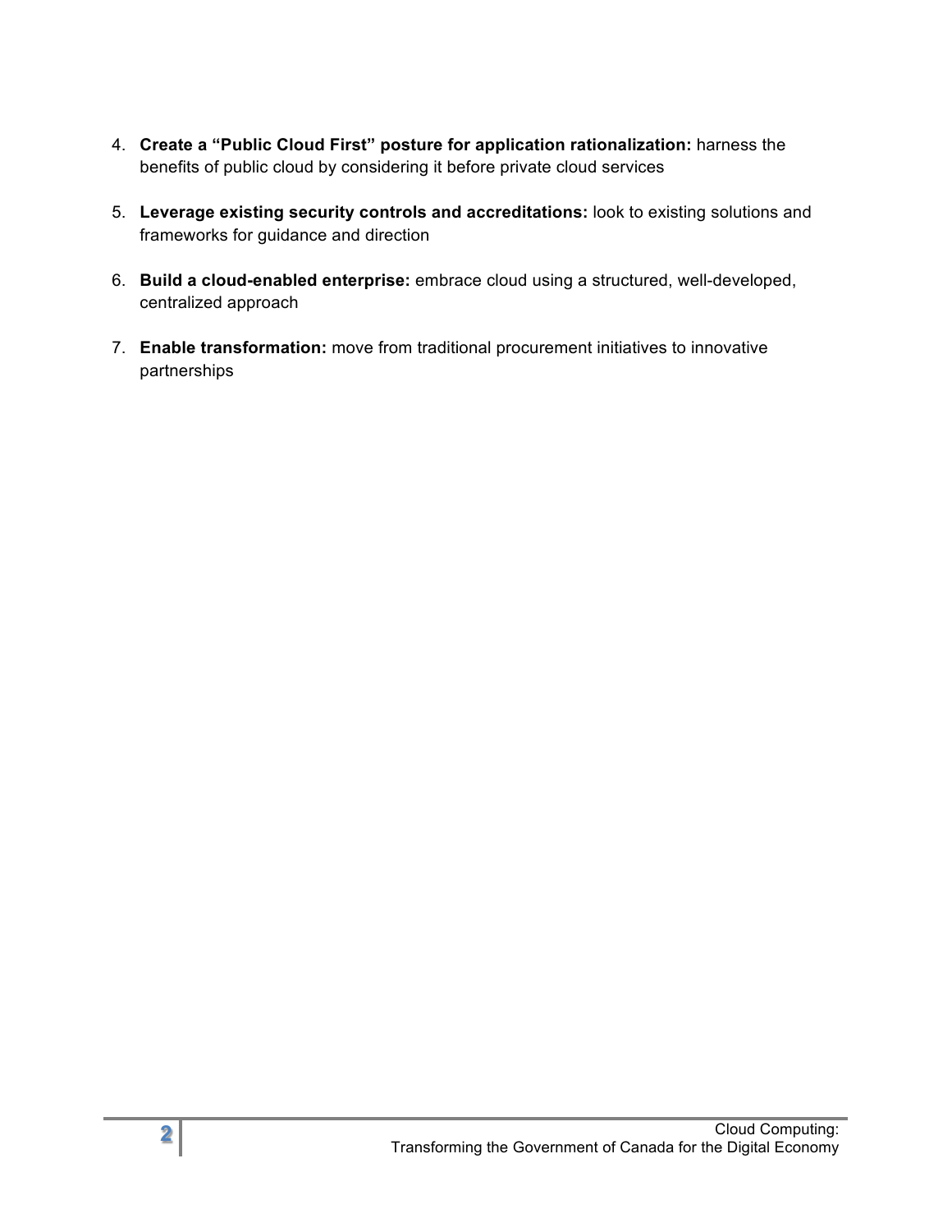4. **Create a "Public Cloud First" posture for application rationalization:** harness the benefits of public cloud by considering it before private cloud services

5. **Leverage existing security controls and accreditations:** look to existing solutions and frameworks for guidance and direction

6. **Build a cloud-enabled enterprise:** embrace cloud using a structured, well-developed, centralized approach

7. **Enable transformation:** move from traditional procurement initiatives to innovative partnerships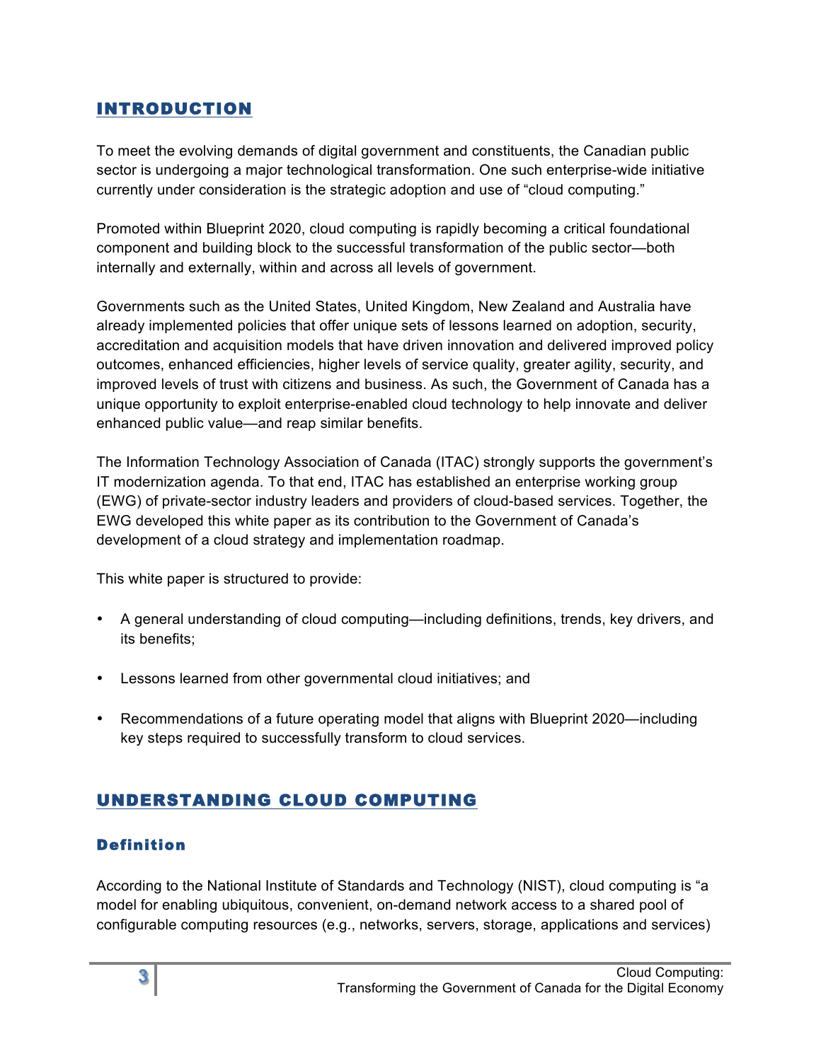## INTRODUCTION

To meet the evolving demands of digital government and constituents, the Canadian public sector is undergoing a major technological transformation. One such enterprise-wide initiative currently under consideration is the strategic adoption and use of "cloud computing."

Promoted within Blueprint 2020, cloud computing is rapidly becoming a critical foundational component and building block to the successful transformation of the public sector—both internally and externally, within and across all levels of government.

Governments such as the United States, United Kingdom, New Zealand and Australia have already implemented policies that offer unique sets of lessons learned on adoption, security, accreditation and acquisition models that have driven innovation and delivered improved policy outcomes, enhanced efficiencies, higher levels of service quality, greater agility, security, and improved levels of trust with citizens and business. As such, the Government of Canada has a unique opportunity to exploit enterprise-enabled cloud technology to help innovate and deliver enhanced public value—and reap similar benefits.

The Information Technology Association of Canada (ITAC) strongly supports the government's IT modernization agenda. To that end, ITAC has established an enterprise working group (EWG) of private-sector industry leaders and providers of cloud-based services. Together, the EWG developed this white paper as its contribution to the Government of Canada's development of a cloud strategy and implementation roadmap.

This white paper is structured to provide:

- A general understanding of cloud computing—including definitions, trends, key drivers, and its benefits;
- Lessons learned from other governmental cloud initiatives; and
- Recommendations of a future operating model that aligns with Blueprint 2020—including key steps required to successfully transform to cloud services.

## UNDERSTANDING CLOUD COMPUTING

### Definition

According to the National Institute of Standards and Technology (NIST), cloud computing is "a model for enabling ubiquitous, convenient, on-demand network access to a shared pool of configurable computing resources (e.g., networks, servers, storage, applications and services)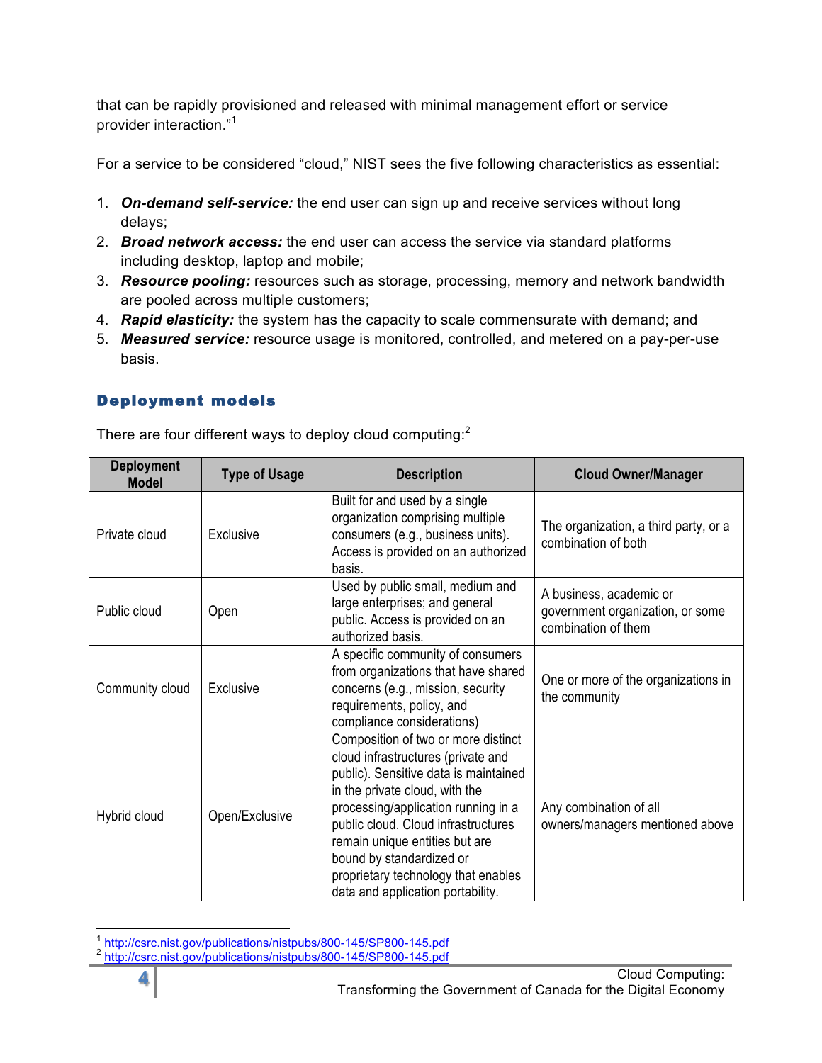that can be rapidly provisioned and released with minimal management effort or service provider interaction."[1]

For a service to be considered "cloud," NIST sees the five following characteristics as essential:

1. ***On-demand self-service:*** the end user can sign up and receive services without long delays;
2. ***Broad network access:*** the end user can access the service via standard platforms including desktop, laptop and mobile;
3. ***Resource pooling:*** resources such as storage, processing, memory and network bandwidth are pooled across multiple customers;
4. ***Rapid elasticity:*** the system has the capacity to scale commensurate with demand; and
5. ***Measured service:*** resource usage is monitored, controlled, and metered on a pay-per-use basis.

## Deployment models

There are four different ways to deploy cloud computing:[2]

| Deployment Model | Type of Usage | Description | Cloud Owner/Manager |
|---|---|---|---|
| Private cloud | Exclusive | Built for and used by a single organization comprising multiple consumers (e.g., business units). Access is provided on an authorized basis. | The organization, a third party, or a combination of both |
| Public cloud | Open | Used by public small, medium and large enterprises; and general public. Access is provided on an authorized basis. | A business, academic or government organization, or some combination of them |
| Community cloud | Exclusive | A specific community of consumers from organizations that have shared concerns (e.g., mission, security requirements, policy, and compliance considerations) | One or more of the organizations in the community |
| Hybrid cloud | Open/Exclusive | Composition of two or more distinct cloud infrastructures (private and public). Sensitive data is maintained in the private cloud, with the processing/application running in a public cloud. Cloud infrastructures remain unique entities but are bound by standardized or proprietary technology that enables data and application portability. | Any combination of all owners/managers mentioned above |

[1] http://csrc.nist.gov/publications/nistpubs/800-145/SP800-145.pdf
[2] http://csrc.nist.gov/publications/nistpubs/800-145/SP800-145.pdf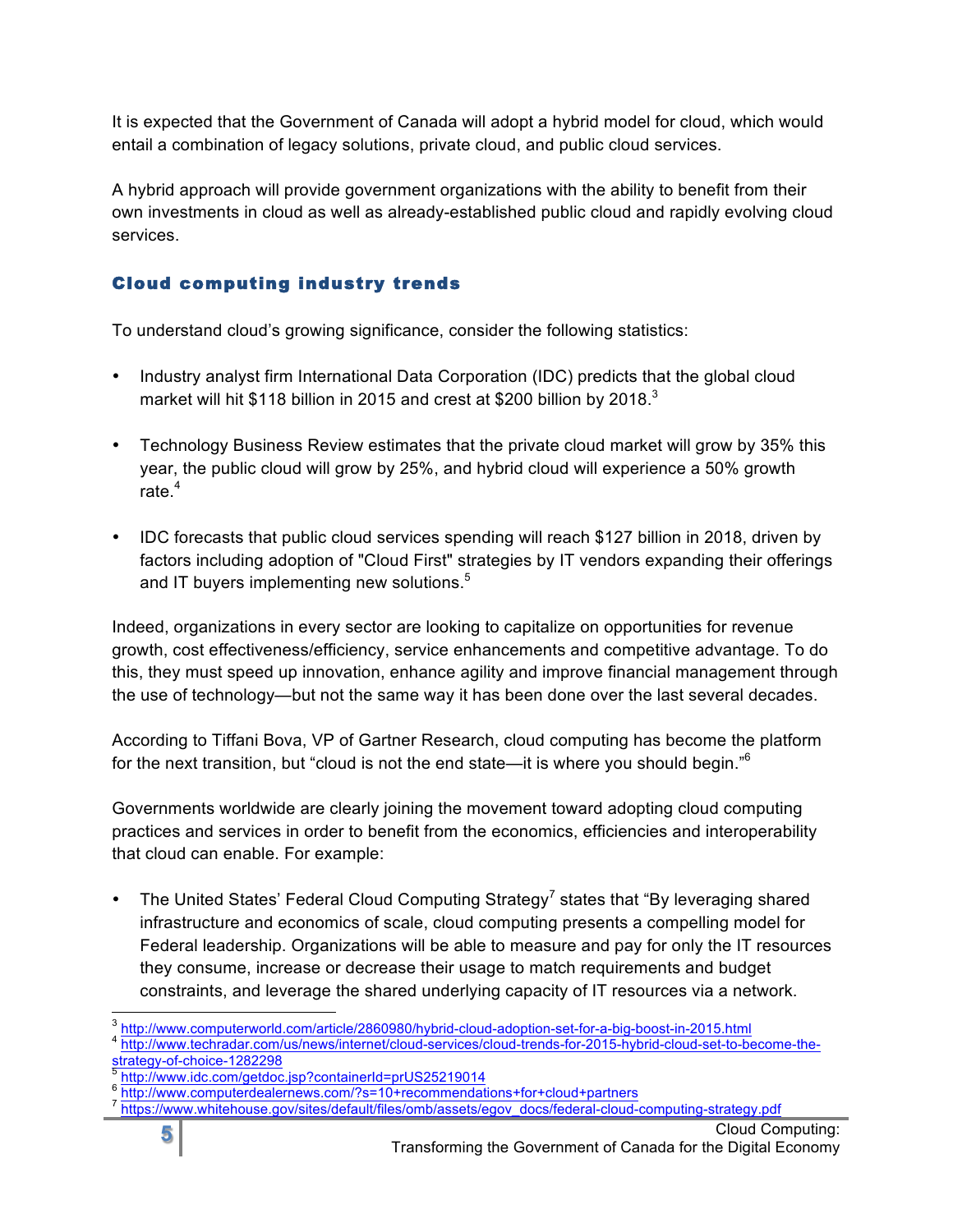It is expected that the Government of Canada will adopt a hybrid model for cloud, which would entail a combination of legacy solutions, private cloud, and public cloud services.

A hybrid approach will provide government organizations with the ability to benefit from their own investments in cloud as well as already-established public cloud and rapidly evolving cloud services.

## Cloud computing industry trends

To understand cloud's growing significance, consider the following statistics:

- Industry analyst firm International Data Corporation (IDC) predicts that the global cloud market will hit $118 billion in 2015 and crest at $200 billion by 2018.[3]

- Technology Business Review estimates that the private cloud market will grow by 35% this year, the public cloud will grow by 25%, and hybrid cloud will experience a 50% growth rate.[4]

- IDC forecasts that public cloud services spending will reach $127 billion in 2018, driven by factors including adoption of "Cloud First" strategies by IT vendors expanding their offerings and IT buyers implementing new solutions.[5]

Indeed, organizations in every sector are looking to capitalize on opportunities for revenue growth, cost effectiveness/efficiency, service enhancements and competitive advantage. To do this, they must speed up innovation, enhance agility and improve financial management through the use of technology—but not the same way it has been done over the last several decades.

According to Tiffani Bova, VP of Gartner Research, cloud computing has become the platform for the next transition, but "cloud is not the end state—it is where you should begin."[6]

Governments worldwide are clearly joining the movement toward adopting cloud computing practices and services in order to benefit from the economics, efficiencies and interoperability that cloud can enable. For example:

- The United States' Federal Cloud Computing Strategy[7] states that "By leveraging shared infrastructure and economics of scale, cloud computing presents a compelling model for Federal leadership. Organizations will be able to measure and pay for only the IT resources they consume, increase or decrease their usage to match requirements and budget constraints, and leverage the shared underlying capacity of IT resources via a network.

---

[3] http://www.computerworld.com/article/2860980/hybrid-cloud-adoption-set-for-a-big-boost-in-2015.html

[4] http://www.techradar.com/us/news/internet/cloud-services/cloud-trends-for-2015-hybrid-cloud-set-to-become-the-strategy-of-choice-1282298

[5] http://www.idc.com/getdoc.jsp?containerId=prUS25219014

[6] http://www.computerdealernews.com/?s=10+recommendations+for+cloud+partners

[7] https://www.whitehouse.gov/sites/default/files/omb/assets/egov_docs/federal-cloud-computing-strategy.pdf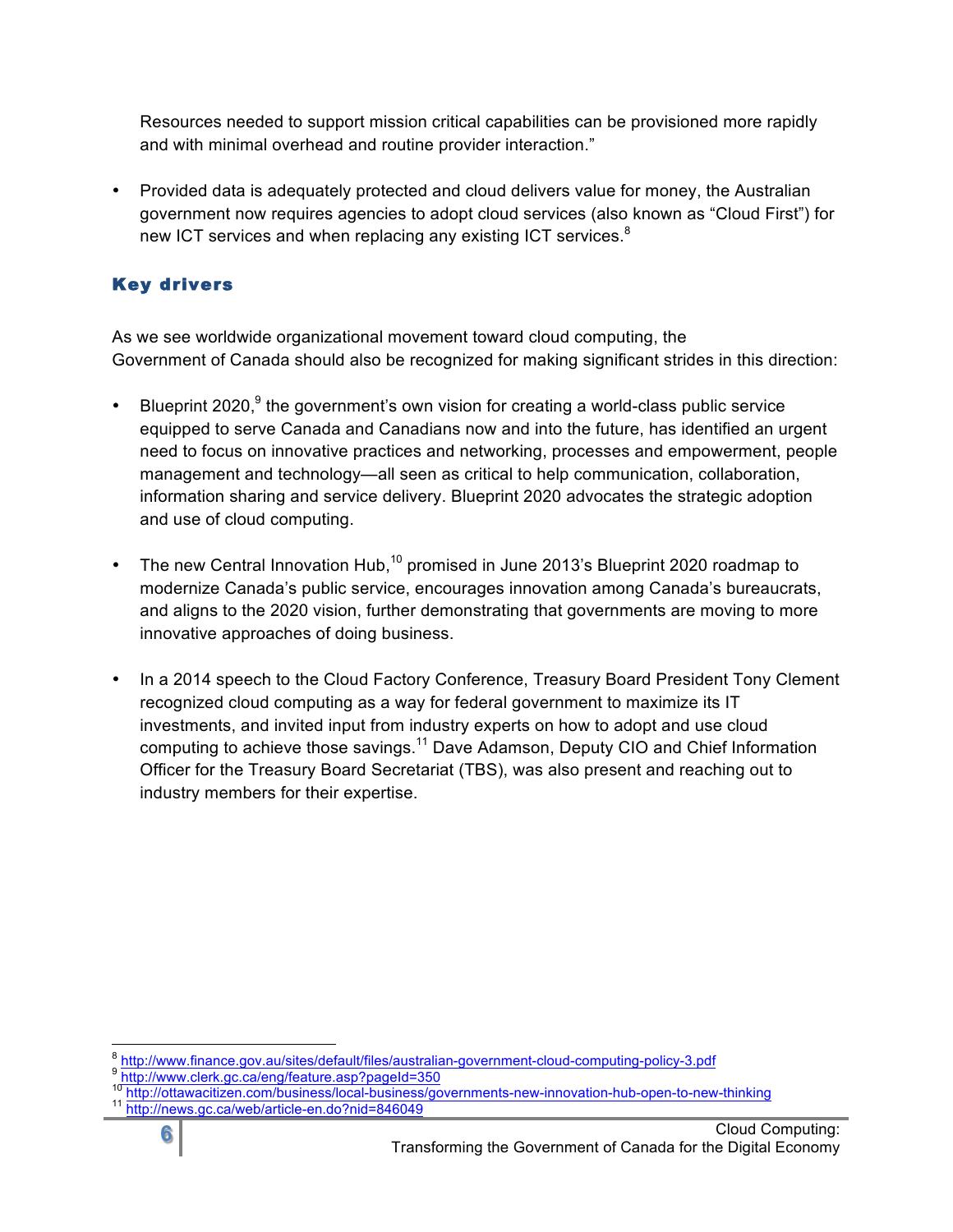Resources needed to support mission critical capabilities can be provisioned more rapidly and with minimal overhead and routine provider interaction."

- Provided data is adequately protected and cloud delivers value for money, the Australian government now requires agencies to adopt cloud services (also known as "Cloud First") for new ICT services and when replacing any existing ICT services.[8]

## Key drivers

As we see worldwide organizational movement toward cloud computing, the Government of Canada should also be recognized for making significant strides in this direction:

- Blueprint 2020,[9] the government's own vision for creating a world-class public service equipped to serve Canada and Canadians now and into the future, has identified an urgent need to focus on innovative practices and networking, processes and empowerment, people management and technology—all seen as critical to help communication, collaboration, information sharing and service delivery. Blueprint 2020 advocates the strategic adoption and use of cloud computing.

- The new Central Innovation Hub,[10] promised in June 2013's Blueprint 2020 roadmap to modernize Canada's public service, encourages innovation among Canada's bureaucrats, and aligns to the 2020 vision, further demonstrating that governments are moving to more innovative approaches of doing business.

- In a 2014 speech to the Cloud Factory Conference, Treasury Board President Tony Clement recognized cloud computing as a way for federal government to maximize its IT investments, and invited input from industry experts on how to adopt and use cloud computing to achieve those savings.[11] Dave Adamson, Deputy CIO and Chief Information Officer for the Treasury Board Secretariat (TBS), was also present and reaching out to industry members for their expertise.

---

[8] http://www.finance.gov.au/sites/default/files/australian-government-cloud-computing-policy-3.pdf
[9] http://www.clerk.gc.ca/eng/feature.asp?pageId=350
[10] http://ottawacitizen.com/business/local-business/governments-new-innovation-hub-open-to-new-thinking
[11] http://news.gc.ca/web/article-en.do?nid=846049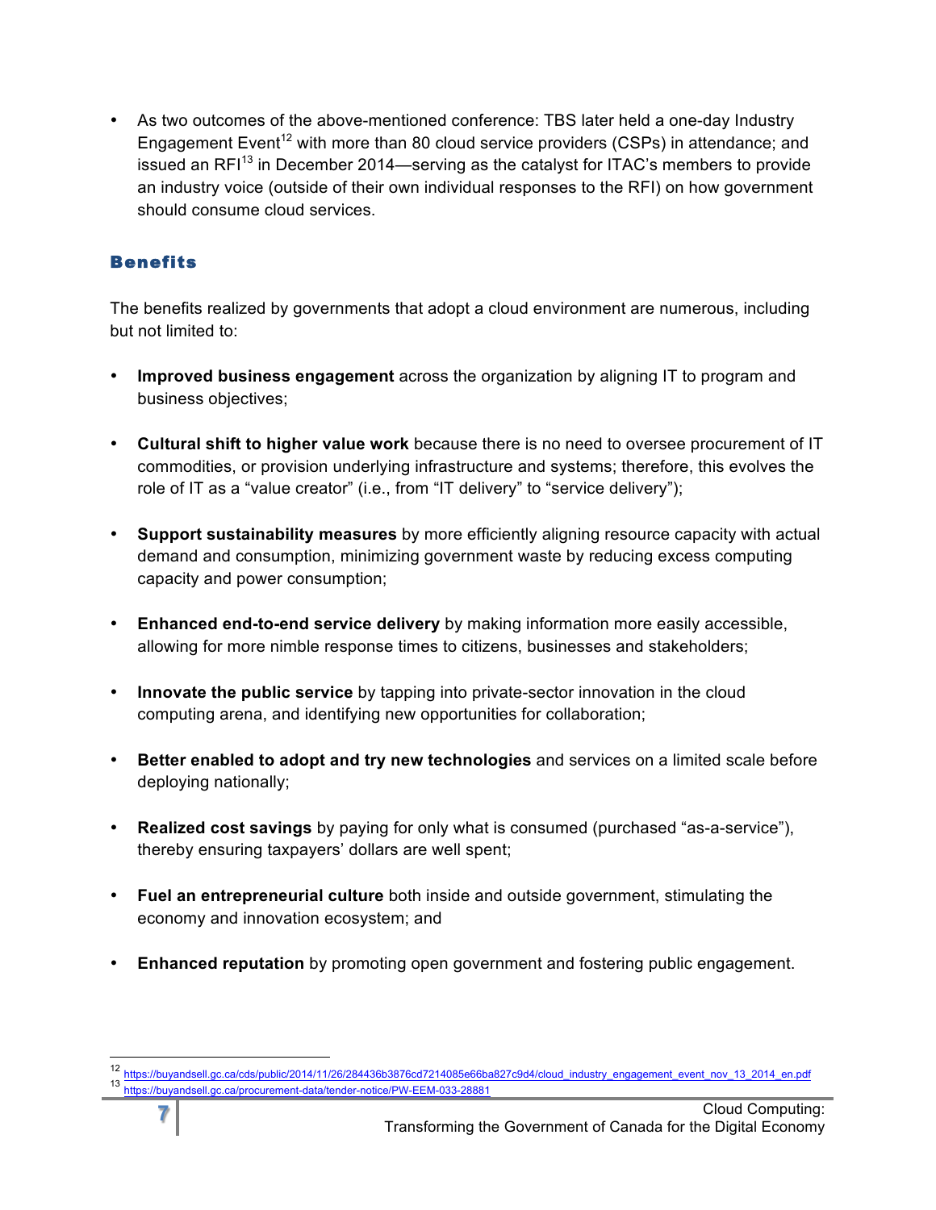- As two outcomes of the above-mentioned conference: TBS later held a one-day Industry Engagement Event[12] with more than 80 cloud service providers (CSPs) in attendance; and issued an RFI[13] in December 2014—serving as the catalyst for ITAC's members to provide an industry voice (outside of their own individual responses to the RFI) on how government should consume cloud services.

## Benefits

The benefits realized by governments that adopt a cloud environment are numerous, including but not limited to:

- **Improved business engagement** across the organization by aligning IT to program and business objectives;
- **Cultural shift to higher value work** because there is no need to oversee procurement of IT commodities, or provision underlying infrastructure and systems; therefore, this evolves the role of IT as a "value creator" (i.e., from "IT delivery" to "service delivery");
- **Support sustainability measures** by more efficiently aligning resource capacity with actual demand and consumption, minimizing government waste by reducing excess computing capacity and power consumption;
- **Enhanced end-to-end service delivery** by making information more easily accessible, allowing for more nimble response times to citizens, businesses and stakeholders;
- **Innovate the public service** by tapping into private-sector innovation in the cloud computing arena, and identifying new opportunities for collaboration;
- **Better enabled to adopt and try new technologies** and services on a limited scale before deploying nationally;
- **Realized cost savings** by paying for only what is consumed (purchased "as-a-service"), thereby ensuring taxpayers' dollars are well spent;
- **Fuel an entrepreneurial culture** both inside and outside government, stimulating the economy and innovation ecosystem; and
- **Enhanced reputation** by promoting open government and fostering public engagement.

---

[12] https://buyandsell.gc.ca/cds/public/2014/11/26/284436b3876cd7214085e66ba827c9d4/cloud_industry_engagement_event_nov_13_2014_en.pdf

[13] https://buyandsell.gc.ca/procurement-data/tender-notice/PW-EEM-033-28881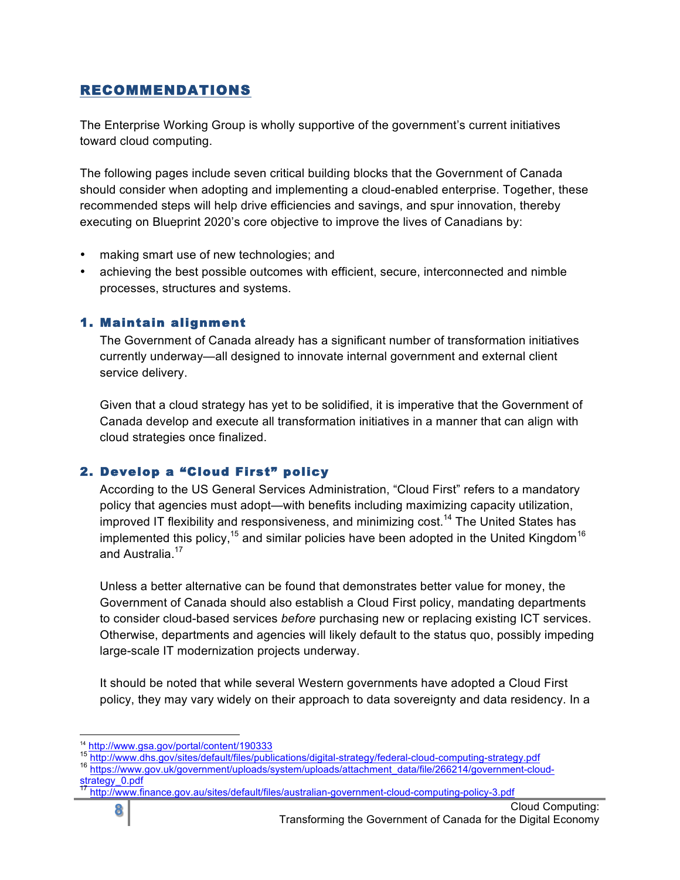## RECOMMENDATIONS

The Enterprise Working Group is wholly supportive of the government's current initiatives toward cloud computing.

The following pages include seven critical building blocks that the Government of Canada should consider when adopting and implementing a cloud-enabled enterprise. Together, these recommended steps will help drive efficiencies and savings, and spur innovation, thereby executing on Blueprint 2020's core objective to improve the lives of Canadians by:

- making smart use of new technologies; and
- achieving the best possible outcomes with efficient, secure, interconnected and nimble processes, structures and systems.

### 1. Maintain alignment

The Government of Canada already has a significant number of transformation initiatives currently underway—all designed to innovate internal government and external client service delivery.

Given that a cloud strategy has yet to be solidified, it is imperative that the Government of Canada develop and execute all transformation initiatives in a manner that can align with cloud strategies once finalized.

### 2. Develop a "Cloud First" policy

According to the US General Services Administration, "Cloud First" refers to a mandatory policy that agencies must adopt—with benefits including maximizing capacity utilization, improved IT flexibility and responsiveness, and minimizing cost.[14] The United States has implemented this policy,[15] and similar policies have been adopted in the United Kingdom[16] and Australia.[17]

Unless a better alternative can be found that demonstrates better value for money, the Government of Canada should also establish a Cloud First policy, mandating departments to consider cloud-based services *before* purchasing new or replacing existing ICT services. Otherwise, departments and agencies will likely default to the status quo, possibly impeding large-scale IT modernization projects underway.

It should be noted that while several Western governments have adopted a Cloud First policy, they may vary widely on their approach to data sovereignty and data residency. In a

---

[14] http://www.gsa.gov/portal/content/190333
[15] http://www.dhs.gov/sites/default/files/publications/digital-strategy/federal-cloud-computing-strategy.pdf
[16] https://www.gov.uk/government/uploads/system/uploads/attachment_data/file/266214/government-cloud-strategy_0.pdf
[17] http://www.finance.gov.au/sites/default/files/australian-government-cloud-computing-policy-3.pdf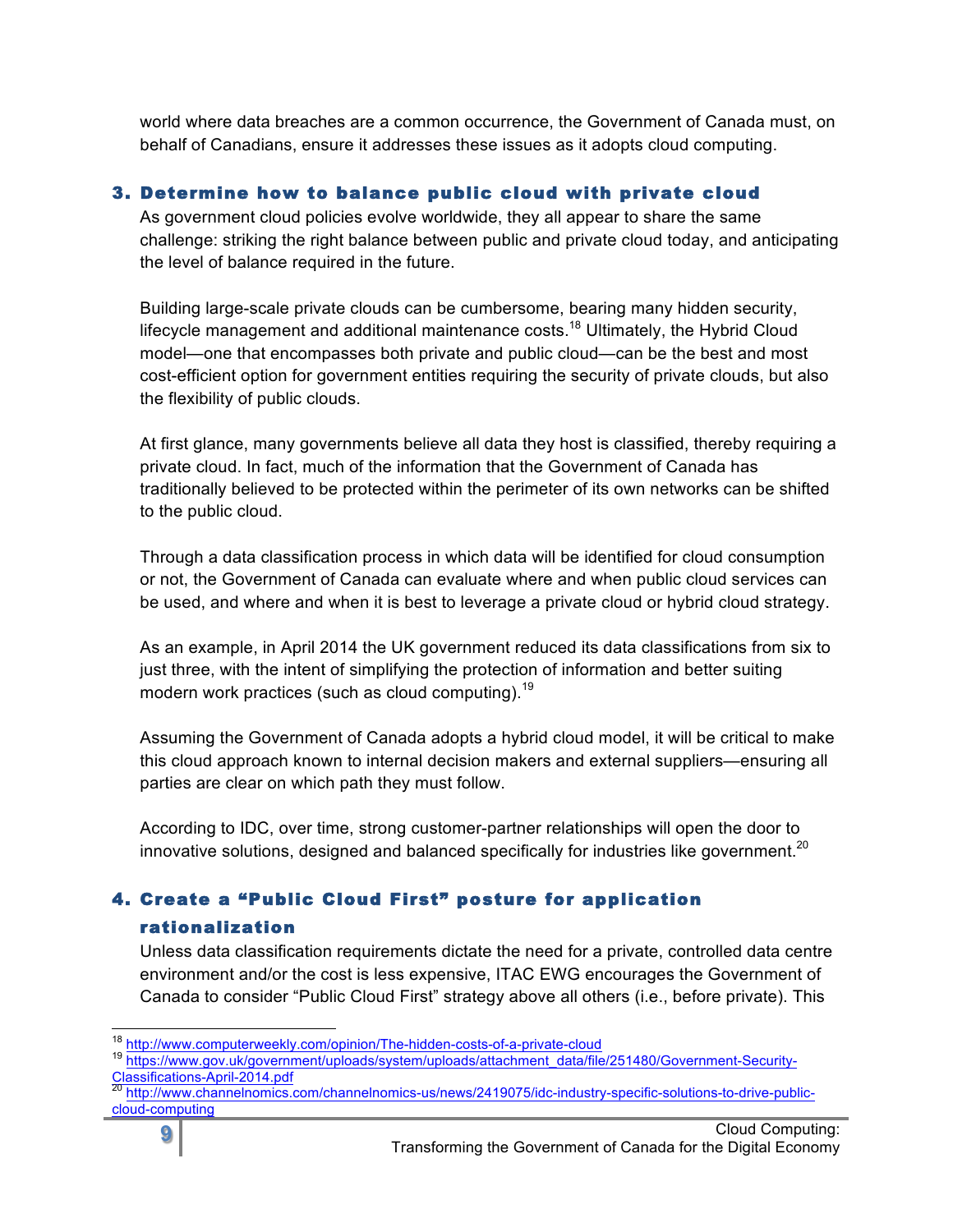world where data breaches are a common occurrence, the Government of Canada must, on behalf of Canadians, ensure it addresses these issues as it adopts cloud computing.

### 3. Determine how to balance public cloud with private cloud

As government cloud policies evolve worldwide, they all appear to share the same challenge: striking the right balance between public and private cloud today, and anticipating the level of balance required in the future.

Building large-scale private clouds can be cumbersome, bearing many hidden security, lifecycle management and additional maintenance costs.[18] Ultimately, the Hybrid Cloud model—one that encompasses both private and public cloud—can be the best and most cost-efficient option for government entities requiring the security of private clouds, but also the flexibility of public clouds.

At first glance, many governments believe all data they host is classified, thereby requiring a private cloud. In fact, much of the information that the Government of Canada has traditionally believed to be protected within the perimeter of its own networks can be shifted to the public cloud.

Through a data classification process in which data will be identified for cloud consumption or not, the Government of Canada can evaluate where and when public cloud services can be used, and where and when it is best to leverage a private cloud or hybrid cloud strategy.

As an example, in April 2014 the UK government reduced its data classifications from six to just three, with the intent of simplifying the protection of information and better suiting modern work practices (such as cloud computing).[19]

Assuming the Government of Canada adopts a hybrid cloud model, it will be critical to make this cloud approach known to internal decision makers and external suppliers—ensuring all parties are clear on which path they must follow.

According to IDC, over time, strong customer-partner relationships will open the door to innovative solutions, designed and balanced specifically for industries like government.[20]

### 4. Create a "Public Cloud First" posture for application rationalization

Unless data classification requirements dictate the need for a private, controlled data centre environment and/or the cost is less expensive, ITAC EWG encourages the Government of Canada to consider "Public Cloud First" strategy above all others (i.e., before private). This

---

[18] http://www.computerweekly.com/opinion/The-hidden-costs-of-a-private-cloud

[19] https://www.gov.uk/government/uploads/system/uploads/attachment_data/file/251480/Government-Security-Classifications-April-2014.pdf

[20] http://www.channelnomics.com/channelnomics-us/news/2419075/idc-industry-specific-solutions-to-drive-public-cloud-computing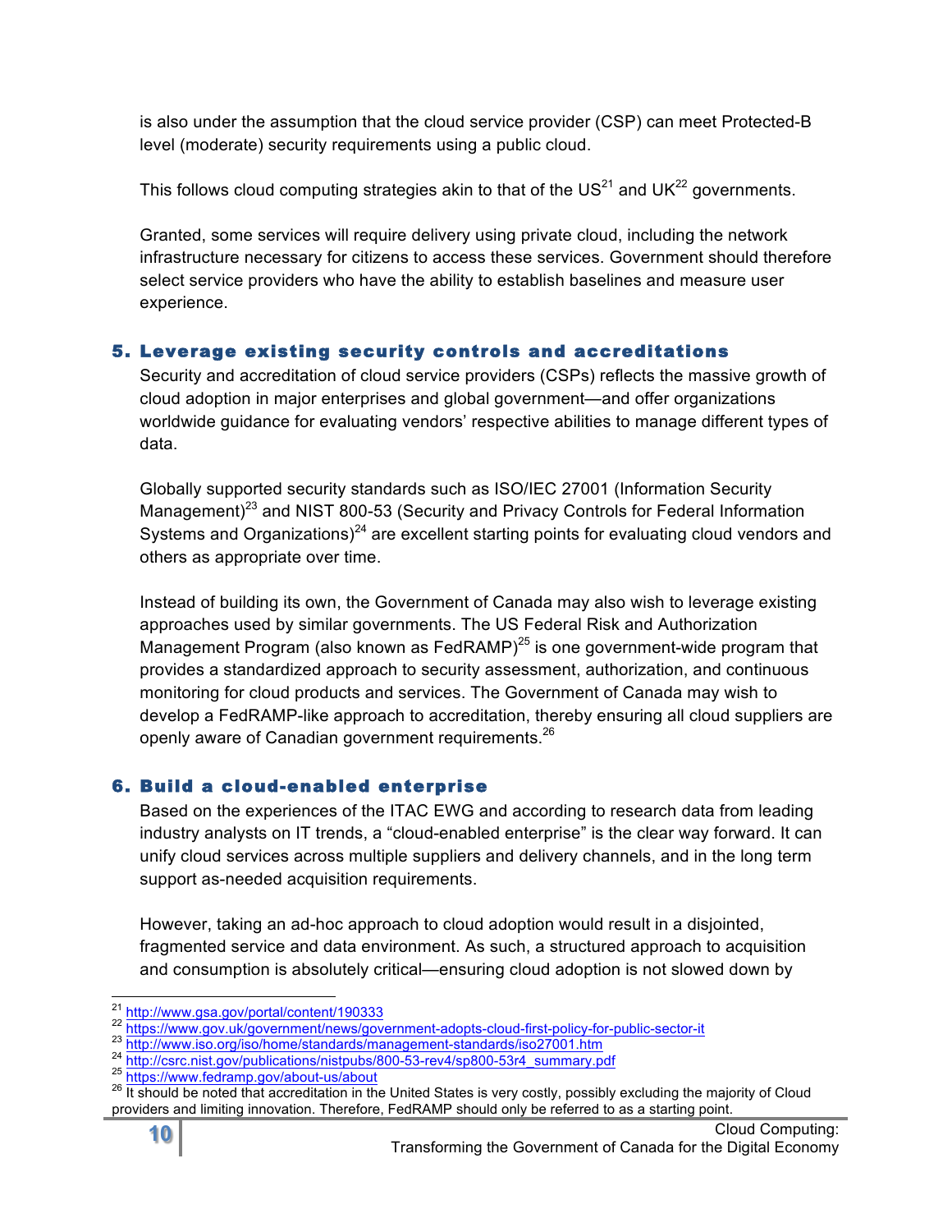is also under the assumption that the cloud service provider (CSP) can meet Protected-B level (moderate) security requirements using a public cloud.

This follows cloud computing strategies akin to that of the US[21] and UK[22] governments.

Granted, some services will require delivery using private cloud, including the network infrastructure necessary for citizens to access these services. Government should therefore select service providers who have the ability to establish baselines and measure user experience.

## 5. Leverage existing security controls and accreditations

Security and accreditation of cloud service providers (CSPs) reflects the massive growth of cloud adoption in major enterprises and global government—and offer organizations worldwide guidance for evaluating vendors' respective abilities to manage different types of data.

Globally supported security standards such as ISO/IEC 27001 (Information Security Management)[23] and NIST 800-53 (Security and Privacy Controls for Federal Information Systems and Organizations)[24] are excellent starting points for evaluating cloud vendors and others as appropriate over time.

Instead of building its own, the Government of Canada may also wish to leverage existing approaches used by similar governments. The US Federal Risk and Authorization Management Program (also known as FedRAMP)[25] is one government-wide program that provides a standardized approach to security assessment, authorization, and continuous monitoring for cloud products and services. The Government of Canada may wish to develop a FedRAMP-like approach to accreditation, thereby ensuring all cloud suppliers are openly aware of Canadian government requirements.[26]

## 6. Build a cloud-enabled enterprise

Based on the experiences of the ITAC EWG and according to research data from leading industry analysts on IT trends, a "cloud-enabled enterprise" is the clear way forward. It can unify cloud services across multiple suppliers and delivery channels, and in the long term support as-needed acquisition requirements.

However, taking an ad-hoc approach to cloud adoption would result in a disjointed, fragmented service and data environment. As such, a structured approach to acquisition and consumption is absolutely critical—ensuring cloud adoption is not slowed down by

---

[21] http://www.gsa.gov/portal/content/190333

[22] https://www.gov.uk/government/news/government-adopts-cloud-first-policy-for-public-sector-it

[23] http://www.iso.org/iso/home/standards/management-standards/iso27001.htm

[24] http://csrc.nist.gov/publications/nistpubs/800-53-rev4/sp800-53r4_summary.pdf

[25] https://www.fedramp.gov/about-us/about

[26] It should be noted that accreditation in the United States is very costly, possibly excluding the majority of Cloud providers and limiting innovation. Therefore, FedRAMP should only be referred to as a starting point.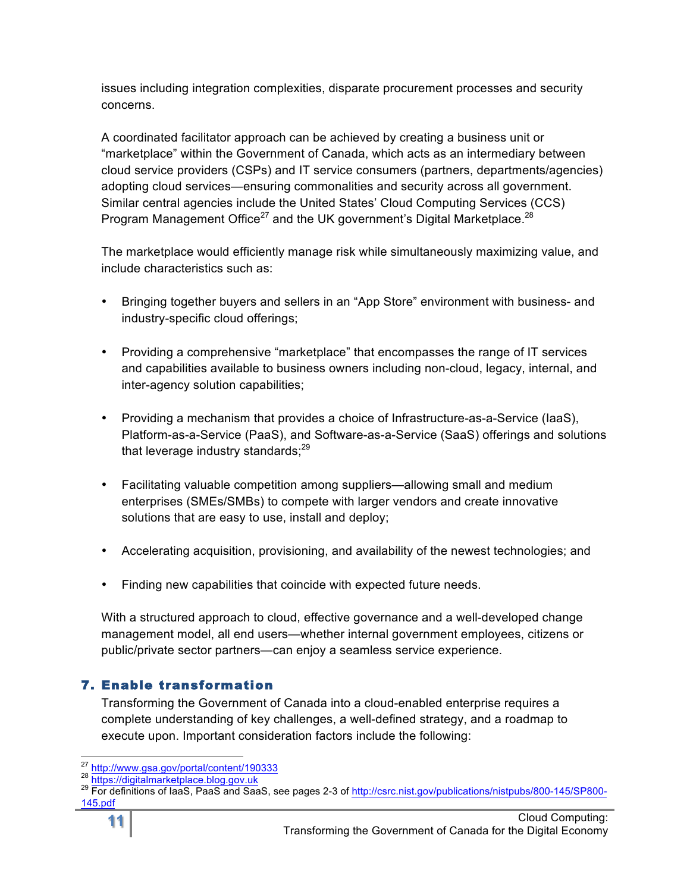issues including integration complexities, disparate procurement processes and security concerns.

A coordinated facilitator approach can be achieved by creating a business unit or "marketplace" within the Government of Canada, which acts as an intermediary between cloud service providers (CSPs) and IT service consumers (partners, departments/agencies) adopting cloud services—ensuring commonalities and security across all government. Similar central agencies include the United States' Cloud Computing Services (CCS) Program Management Office[27] and the UK government's Digital Marketplace.[28]

The marketplace would efficiently manage risk while simultaneously maximizing value, and include characteristics such as:

- Bringing together buyers and sellers in an "App Store" environment with business- and industry-specific cloud offerings;
- Providing a comprehensive "marketplace" that encompasses the range of IT services and capabilities available to business owners including non-cloud, legacy, internal, and inter-agency solution capabilities;
- Providing a mechanism that provides a choice of Infrastructure-as-a-Service (IaaS), Platform-as-a-Service (PaaS), and Software-as-a-Service (SaaS) offerings and solutions that leverage industry standards;[29]
- Facilitating valuable competition among suppliers—allowing small and medium enterprises (SMEs/SMBs) to compete with larger vendors and create innovative solutions that are easy to use, install and deploy;
- Accelerating acquisition, provisioning, and availability of the newest technologies; and
- Finding new capabilities that coincide with expected future needs.

With a structured approach to cloud, effective governance and a well-developed change management model, all end users—whether internal government employees, citizens or public/private sector partners—can enjoy a seamless service experience.

## 7. Enable transformation

Transforming the Government of Canada into a cloud-enabled enterprise requires a complete understanding of key challenges, a well-defined strategy, and a roadmap to execute upon. Important consideration factors include the following:

---

[27] http://www.gsa.gov/portal/content/190333
[28] https://digitalmarketplace.blog.gov.uk
[29] For definitions of IaaS, PaaS and SaaS, see pages 2-3 of http://csrc.nist.gov/publications/nistpubs/800-145/SP800-145.pdf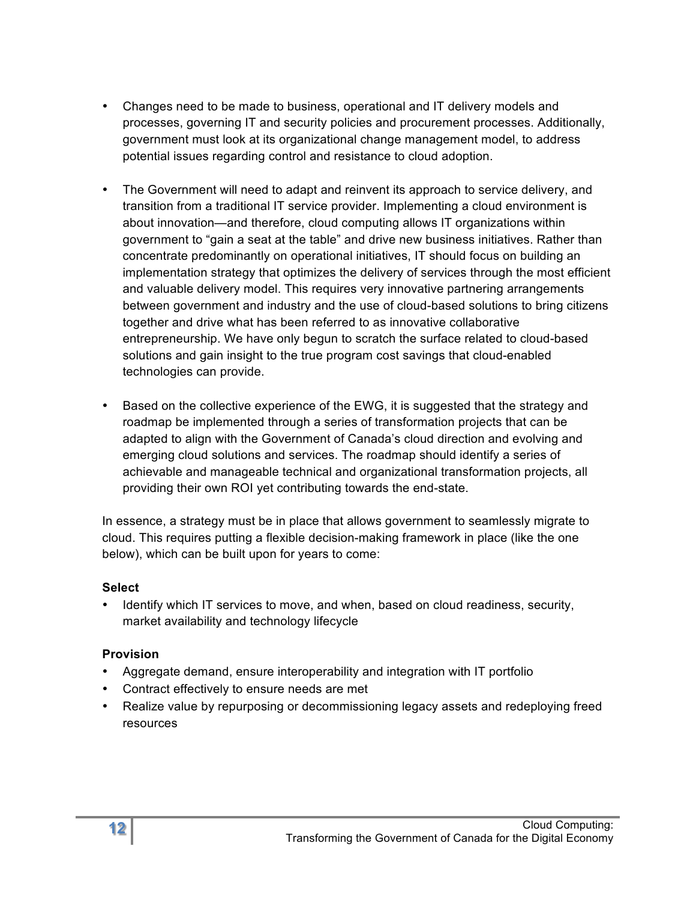- Changes need to be made to business, operational and IT delivery models and processes, governing IT and security policies and procurement processes. Additionally, government must look at its organizational change management model, to address potential issues regarding control and resistance to cloud adoption.

- The Government will need to adapt and reinvent its approach to service delivery, and transition from a traditional IT service provider. Implementing a cloud environment is about innovation—and therefore, cloud computing allows IT organizations within government to "gain a seat at the table" and drive new business initiatives. Rather than concentrate predominantly on operational initiatives, IT should focus on building an implementation strategy that optimizes the delivery of services through the most efficient and valuable delivery model. This requires very innovative partnering arrangements between government and industry and the use of cloud-based solutions to bring citizens together and drive what has been referred to as innovative collaborative entrepreneurship. We have only begun to scratch the surface related to cloud-based solutions and gain insight to the true program cost savings that cloud-enabled technologies can provide.

- Based on the collective experience of the EWG, it is suggested that the strategy and roadmap be implemented through a series of transformation projects that can be adapted to align with the Government of Canada's cloud direction and evolving and emerging cloud solutions and services. The roadmap should identify a series of achievable and manageable technical and organizational transformation projects, all providing their own ROI yet contributing towards the end-state.

In essence, a strategy must be in place that allows government to seamlessly migrate to cloud. This requires putting a flexible decision-making framework in place (like the one below), which can be built upon for years to come:

**Select**

- Identify which IT services to move, and when, based on cloud readiness, security, market availability and technology lifecycle

**Provision**

- Aggregate demand, ensure interoperability and integration with IT portfolio
- Contract effectively to ensure needs are met
- Realize value by repurposing or decommissioning legacy assets and redeploying freed resources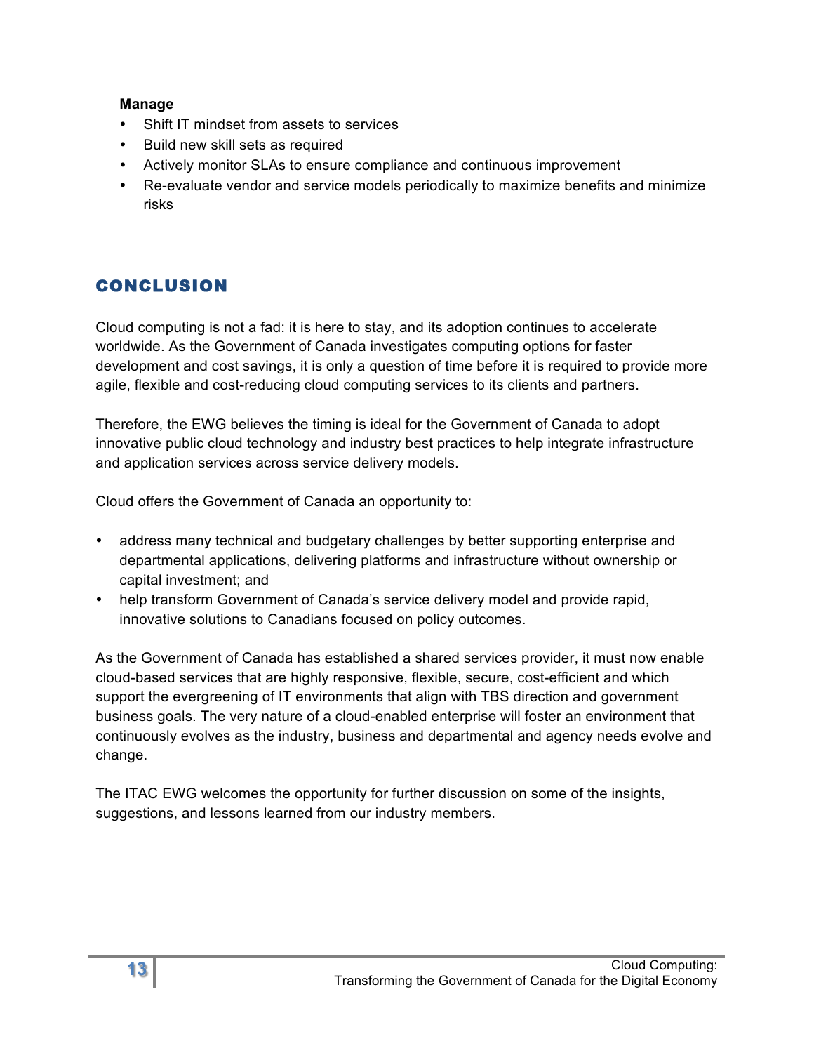**Manage**

- Shift IT mindset from assets to services
- Build new skill sets as required
- Actively monitor SLAs to ensure compliance and continuous improvement
- Re-evaluate vendor and service models periodically to maximize benefits and minimize risks

## CONCLUSION

Cloud computing is not a fad: it is here to stay, and its adoption continues to accelerate worldwide. As the Government of Canada investigates computing options for faster development and cost savings, it is only a question of time before it is required to provide more agile, flexible and cost-reducing cloud computing services to its clients and partners.

Therefore, the EWG believes the timing is ideal for the Government of Canada to adopt innovative public cloud technology and industry best practices to help integrate infrastructure and application services across service delivery models.

Cloud offers the Government of Canada an opportunity to:

- address many technical and budgetary challenges by better supporting enterprise and departmental applications, delivering platforms and infrastructure without ownership or capital investment; and
- help transform Government of Canada's service delivery model and provide rapid, innovative solutions to Canadians focused on policy outcomes.

As the Government of Canada has established a shared services provider, it must now enable cloud-based services that are highly responsive, flexible, secure, cost-efficient and which support the evergreening of IT environments that align with TBS direction and government business goals. The very nature of a cloud-enabled enterprise will foster an environment that continuously evolves as the industry, business and departmental and agency needs evolve and change.

The ITAC EWG welcomes the opportunity for further discussion on some of the insights, suggestions, and lessons learned from our industry members.